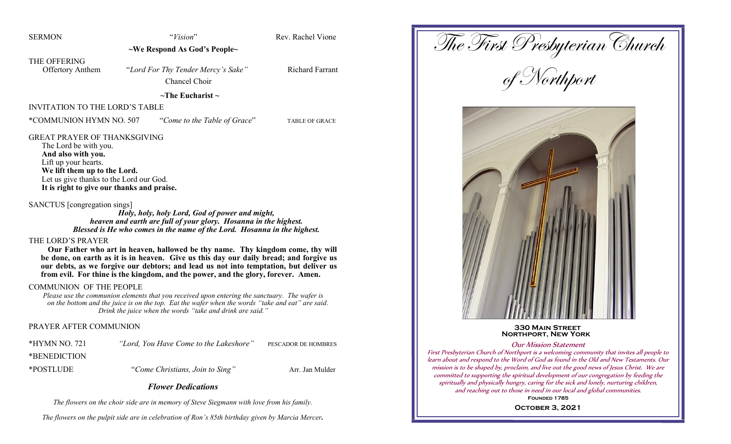SERMON "*Vision*" Rev. Rachel Vione

**~We Respond As God's People~**

THE OFFERING

Offertory Anthem "*Lord For Thy Tender Mercy's Sake*" Richard Farrant
Chancel Choir

**~The Eucharist ~**

INVITATION TO THE LORD'S TABLE

*COMMUNION HYMN NO. 507 "*Come to the Table of Grace*" TABLE OF GRACE

GREAT PRAYER OF THANKSGIVING

The Lord be with you.
**And also with you.**
Lift up your hearts.
**We lift them up to the Lord.**
Let us give thanks to the Lord our God.
**It is right to give our thanks and praise.**

SANCTUS [congregation sings]

***Holy, holy, holy Lord, God of power and might,***
***heaven and earth are full of your glory. Hosanna in the highest.***
***Blessed is He who comes in the name of the Lord. Hosanna in the highest.***

THE LORD'S PRAYER

**Our Father who art in heaven, hallowed be thy name. Thy kingdom come, thy will be done, on earth as it is in heaven. Give us this day our daily bread; and forgive us our debts, as we forgive our debtors; and lead us not into temptation, but deliver us from evil. For thine is the kingdom, and the power, and the glory, forever. Amen.**

COMMUNION OF THE PEOPLE

*Please use the communion elements that you received upon entering the sanctuary. The wafer is on the bottom and the juice is on the top. Eat the wafer when the words "take and eat" are said. Drink the juice when the words "take and drink are said."*

PRAYER AFTER COMMUNION

*HYMN NO. 721 *"Lord, You Have Come to the Lakeshore"* PESCADOR DE HOMBRES

*BENEDICTION

*POSTLUDE "*Come Christians, Join to Sing*" Arr. Jan Mulder

### *Flower Dedications*

*The flowers on the choir side are in memory of Steve Siegmann with love from his family.*

*The flowers on the pulpit side are in celebration of Ron's 85th birthday given by Marcia Mercer.*

# The First Presbyterian Church of Northport

**330 Main Street**
**Northport, New York**

*Our Mission Statement*

*First Presbyterian Church of Northport is a welcoming community that invites all people to learn about and respond to the Word of God as found in the Old and New Testaments. Our mission is to be shaped by, proclaim, and live out the good news of Jesus Christ. We are committed to supporting the spiritual development of our congregation by feeding the spiritually and physically hungry, caring for the sick and lonely, nurturing children, and reaching out to those in need in our local and global communities.*

**Founded 1785**

**October 3, 2021**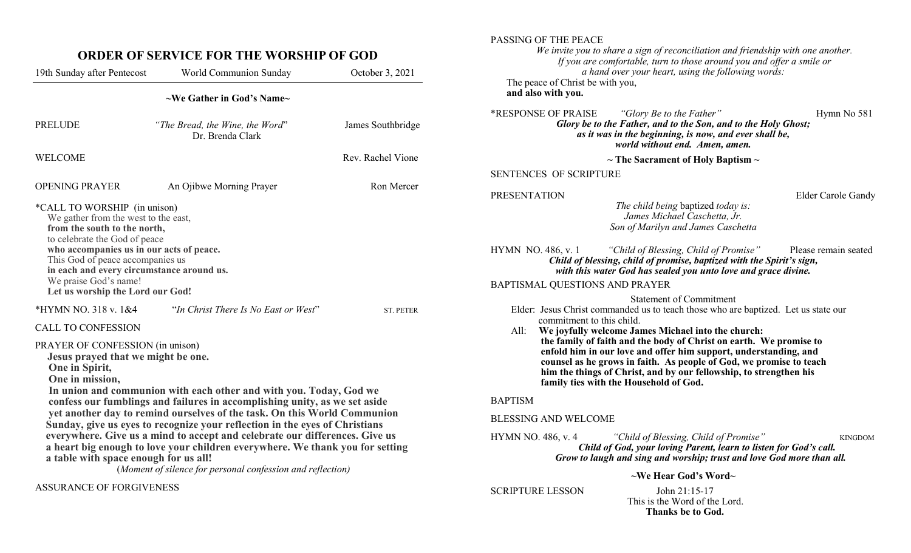# ORDER OF SERVICE FOR THE WORSHIP OF GOD

19th Sunday after Pentecost | World Communion Sunday | October 3, 2021

## ~We Gather in God's Name~

PRELUDE — *"The Bread, the Wine, the Word"* Dr. Brenda Clark — James Southbridge

WELCOME — Rev. Rachel Vione

OPENING PRAYER — An Ojibwe Morning Prayer — Ron Mercer

*CALL TO WORSHIP (in unison)

We gather from the west to the east,
**from the south to the north,**
to celebrate the God of peace
**who accompanies us in our acts of peace.**
This God of peace accompanies us
**in each and every circumstance around us.**
We praise God's name!
**Let us worship the Lord our God!**

*HYMN NO. 318 v. 1&4 — "*In Christ There Is No East or West*" — ST. PETER

CALL TO CONFESSION

PRAYER OF CONFESSION (in unison)

**Jesus prayed that we might be one.**
**One in Spirit,**
**One in mission,**
**In union and communion with each other and with you. Today, God we confess our fumblings and failures in accomplishing unity, as we set aside yet another day to remind ourselves of the task. On this World Communion Sunday, give us eyes to recognize your reflection in the eyes of Christians everywhere. Give us a mind to accept and celebrate our differences. Give us a heart big enough to love your children everywhere. We thank you for setting a table with space enough for us all!**

(*Moment of silence for personal confession and reflection)*

ASSURANCE OF FORGIVENESS

PASSING OF THE PEACE

*We invite you to share a sign of reconciliation and friendship with one another. If you are comfortable, turn to those around you and offer a smile or a hand over your heart, using the following words:*

The peace of Christ be with you,
**and also with you.**

*RESPONSE OF PRAISE — *"Glory Be to the Father"* — Hymn No 581

***Glory be to the Father, and to the Son, and to the Holy Ghost;***
***as it was in the beginning, is now, and ever shall be,***
***world without end. Amen, amen.***

## ~ The Sacrament of Holy Baptism ~

SENTENCES OF SCRIPTURE

PRESENTATION — Elder Carole Gandy

*The child being* baptized *today is:*
*James Michael Caschetta, Jr.*
*Son of Marilyn and James Caschetta*

HYMN NO. 486, v. 1 — *"Child of Blessing, Child of Promise"* — Please remain seated

***Child of blessing, child of promise, baptized with the Spirit's sign,***
***with this water God has sealed you unto love and grace divine.***

BAPTISMAL QUESTIONS AND PRAYER

Statement of Commitment

Elder: Jesus Christ commanded us to teach those who are baptized. Let us state our commitment to this child.

All: **We joyfully welcome James Michael into the church: the family of faith and the body of Christ on earth. We promise to enfold him in our love and offer him support, understanding, and counsel as he grows in faith. As people of God, we promise to teach him the things of Christ, and by our fellowship, to strengthen his family ties with the Household of God.**

BAPTISM

BLESSING AND WELCOME

HYMN NO. 486, v. 4 — *"Child of Blessing, Child of Promise"* — KINGDOM

***Child of God, your loving Parent, learn to listen for God's call.***
***Grow to laugh and sing and worship; trust and love God more than all.***

## ~We Hear God's Word~

SCRIPTURE LESSON — John 21:15-17

This is the Word of the Lord.
**Thanks be to God.**